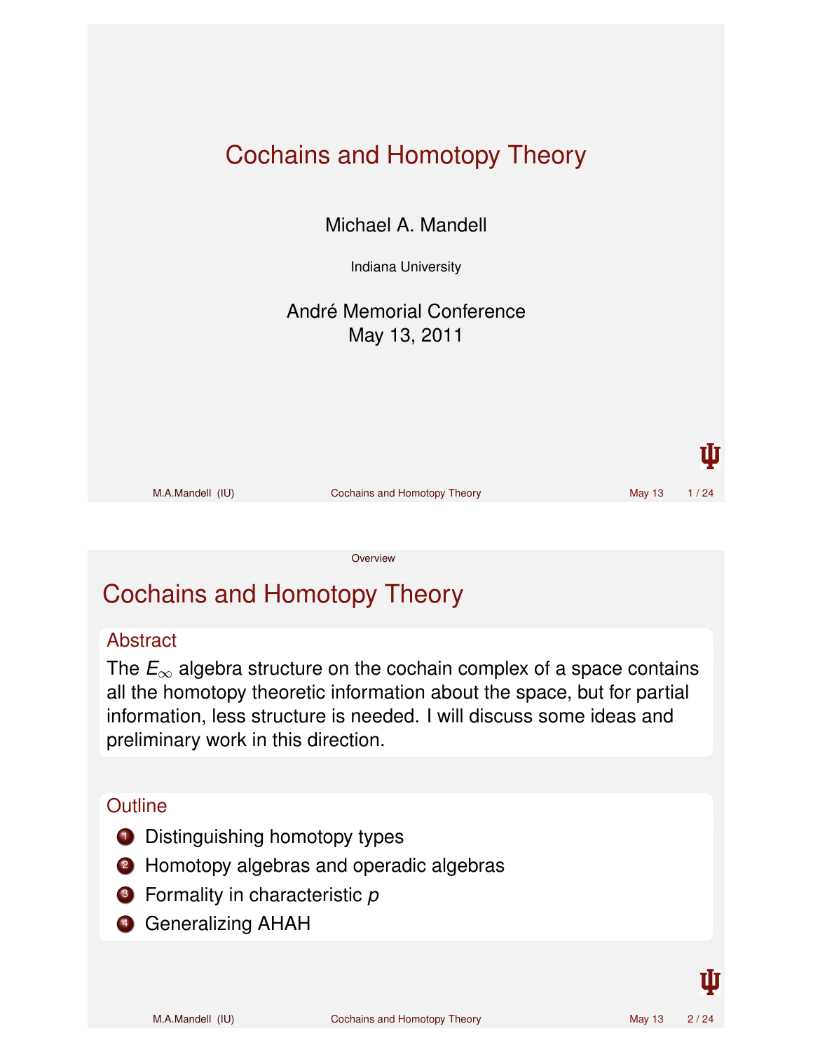# Cochains and Homotopy Theory

Michael A. Mandell

Indiana University

André Memorial Conference
May 13, 2011

## Cochains and Homotopy Theory

### Abstract

The $E_\infty$ algebra structure on the cochain complex of a space contains all the homotopy theoretic information about the space, but for partial information, less structure is needed. I will discuss some ideas and preliminary work in this direction.

### Outline

1. Distinguishing homotopy types
2. Homotopy algebras and operadic algebras
3. Formality in characteristic $p$
4. Generalizing AHAH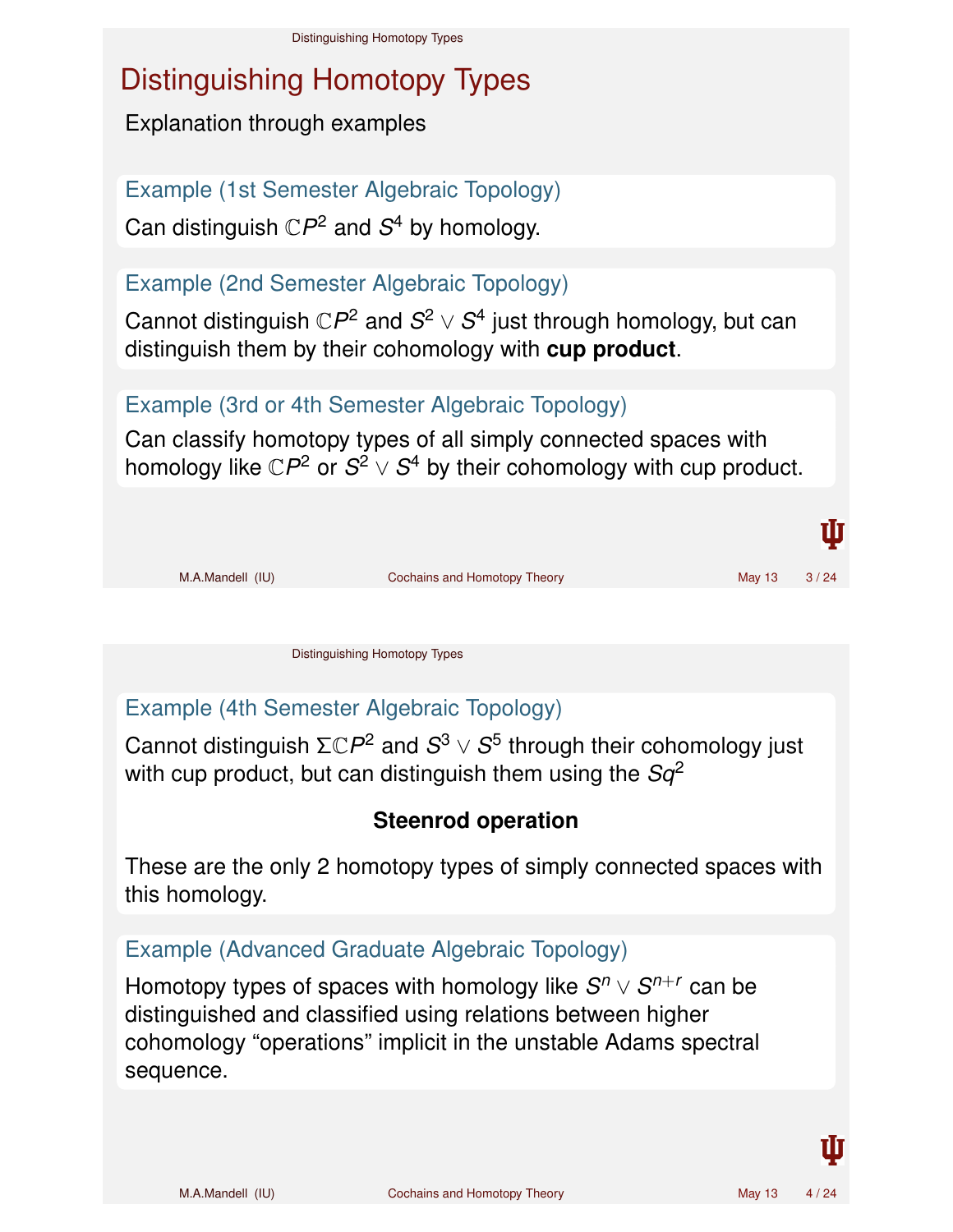# Distinguishing Homotopy Types

Explanation through examples

### Example (1st Semester Algebraic Topology)

Can distinguish $\mathbb{C}P^2$ and $S^4$ by homology.

### Example (2nd Semester Algebraic Topology)

Cannot distinguish $\mathbb{C}P^2$ and $S^2 \vee S^4$ just through homology, but can distinguish them by their cohomology with **cup product**.

### Example (3rd or 4th Semester Algebraic Topology)

Can classify homotopy types of all simply connected spaces with homology like $\mathbb{C}P^2$ or $S^2 \vee S^4$ by their cohomology with cup product.

### Example (4th Semester Algebraic Topology)

Cannot distinguish $\Sigma\mathbb{C}P^2$ and $S^3 \vee S^5$ through their cohomology just with cup product, but can distinguish them using the $Sq^2$

**Steenrod operation**

These are the only 2 homotopy types of simply connected spaces with this homology.

### Example (Advanced Graduate Algebraic Topology)

Homotopy types of spaces with homology like $S^n \vee S^{n+r}$ can be distinguished and classified using relations between higher cohomology "operations" implicit in the unstable Adams spectral sequence.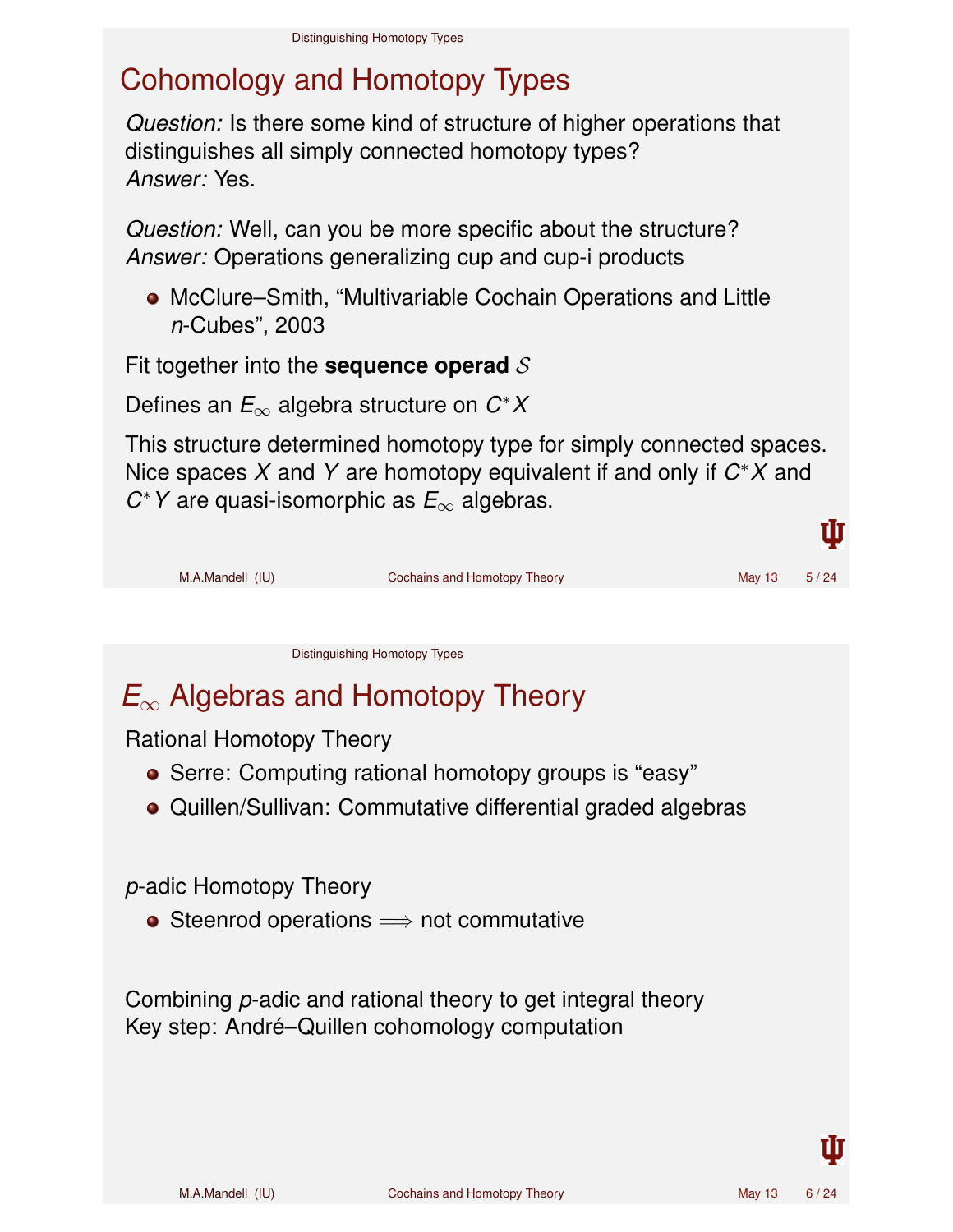# Cohomology and Homotopy Types

*Question:* Is there some kind of structure of higher operations that distinguishes all simply connected homotopy types?
*Answer:* Yes.

*Question:* Well, can you be more specific about the structure?
*Answer:* Operations generalizing cup and cup-i products

- McClure–Smith, "Multivariable Cochain Operations and Little $n$-Cubes", 2003

Fit together into the **sequence operad** $\mathcal{S}$

Defines an $E_\infty$ algebra structure on $C^*X$

This structure determined homotopy type for simply connected spaces. Nice spaces $X$ and $Y$ are homotopy equivalent if and only if $C^*X$ and $C^*Y$ are quasi-isomorphic as $E_\infty$ algebras.

# $E_\infty$ Algebras and Homotopy Theory

Rational Homotopy Theory

- Serre: Computing rational homotopy groups is "easy"
- Quillen/Sullivan: Commutative differential graded algebras

$p$-adic Homotopy Theory

- Steenrod operations $\Longrightarrow$ not commutative

Combining $p$-adic and rational theory to get integral theory
Key step: André–Quillen cohomology computation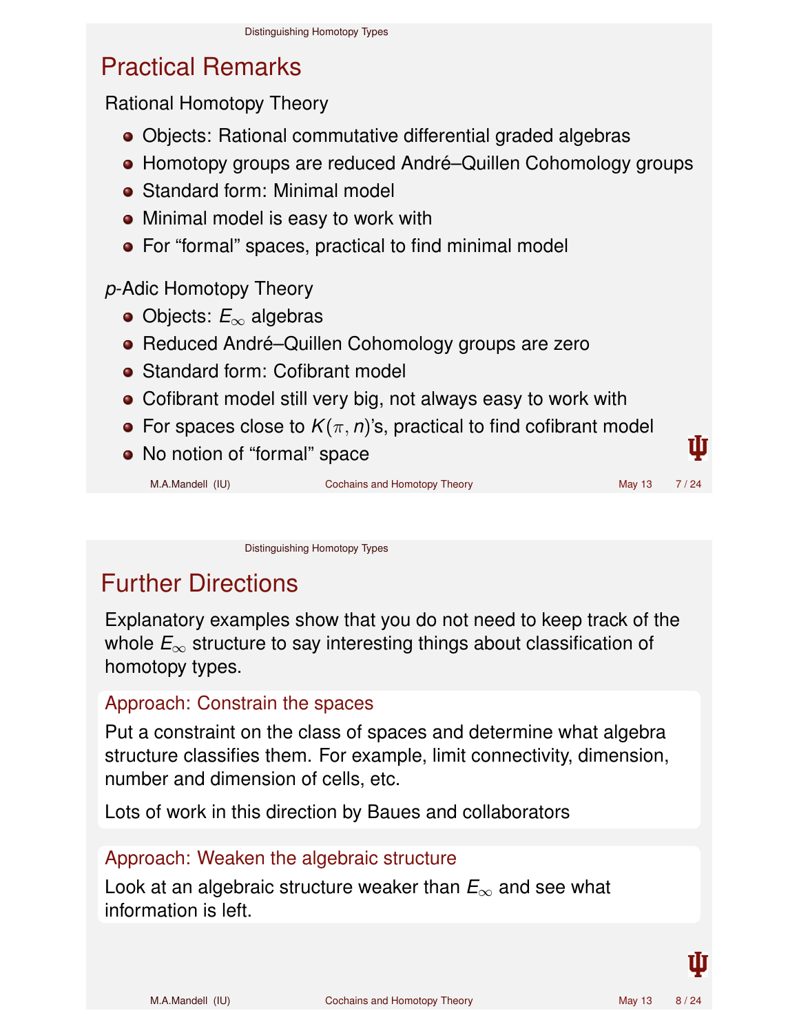## Practical Remarks

Rational Homotopy Theory

- Objects: Rational commutative differential graded algebras
- Homotopy groups are reduced André–Quillen Cohomology groups
- Standard form: Minimal model
- Minimal model is easy to work with
- For "formal" spaces, practical to find minimal model

*p*-Adic Homotopy Theory

- Objects: $E_\infty$ algebras
- Reduced André–Quillen Cohomology groups are zero
- Standard form: Cofibrant model
- Cofibrant model still very big, not always easy to work with
- For spaces close to $K(\pi, n)$'s, practical to find cofibrant model
- No notion of "formal" space

## Further Directions

Explanatory examples show that you do not need to keep track of the whole $E_\infty$ structure to say interesting things about classification of homotopy types.

### Approach: Constrain the spaces

Put a constraint on the class of spaces and determine what algebra structure classifies them. For example, limit connectivity, dimension, number and dimension of cells, etc.

Lots of work in this direction by Baues and collaborators

### Approach: Weaken the algebraic structure

Look at an algebraic structure weaker than $E_\infty$ and see what information is left.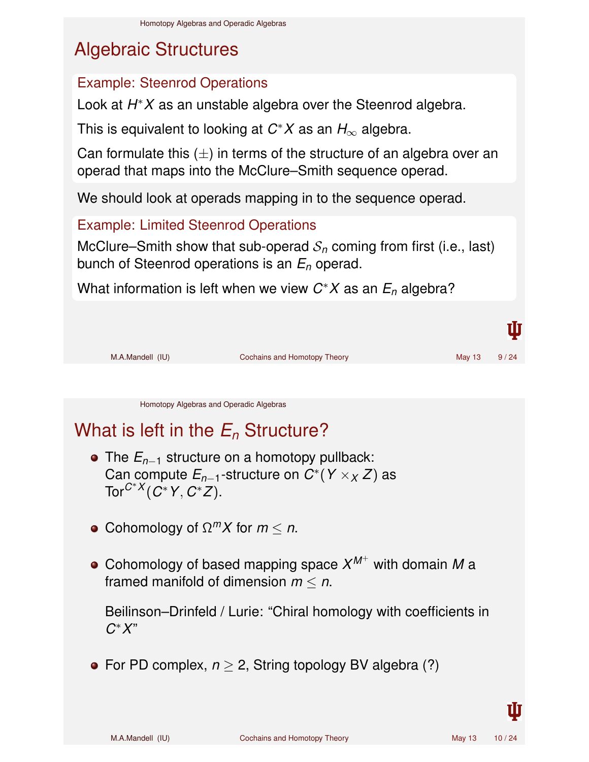# Algebraic Structures

### Example: Steenrod Operations

Look at $H^*X$ as an unstable algebra over the Steenrod algebra.

This is equivalent to looking at $C^*X$ as an $H_\infty$ algebra.

Can formulate this $(\pm)$ in terms of the structure of an algebra over an operad that maps into the McClure–Smith sequence operad.

We should look at operads mapping in to the sequence operad.

### Example: Limited Steenrod Operations

McClure–Smith show that sub-operad $\mathcal{S}_n$ coming from first (i.e., last) bunch of Steenrod operations is an $E_n$ operad.

What information is left when we view $C^*X$ as an $E_n$ algebra?

# What is left in the $E_n$ Structure?

- The $E_{n-1}$ structure on a homotopy pullback: Can compute $E_{n-1}$-structure on $C^*(Y \times_X Z)$ as $\mathrm{Tor}^{C^*X}(C^*Y, C^*Z)$.
- Cohomology of $\Omega^m X$ for $m \leq n$.
- Cohomology of based mapping space $X^{M^+}$ with domain $M$ a framed manifold of dimension $m \leq n$.

  Beilinson–Drinfeld / Lurie: "Chiral homology with coefficients in $C^*X$"
- For PD complex, $n \geq 2$, String topology BV algebra (?)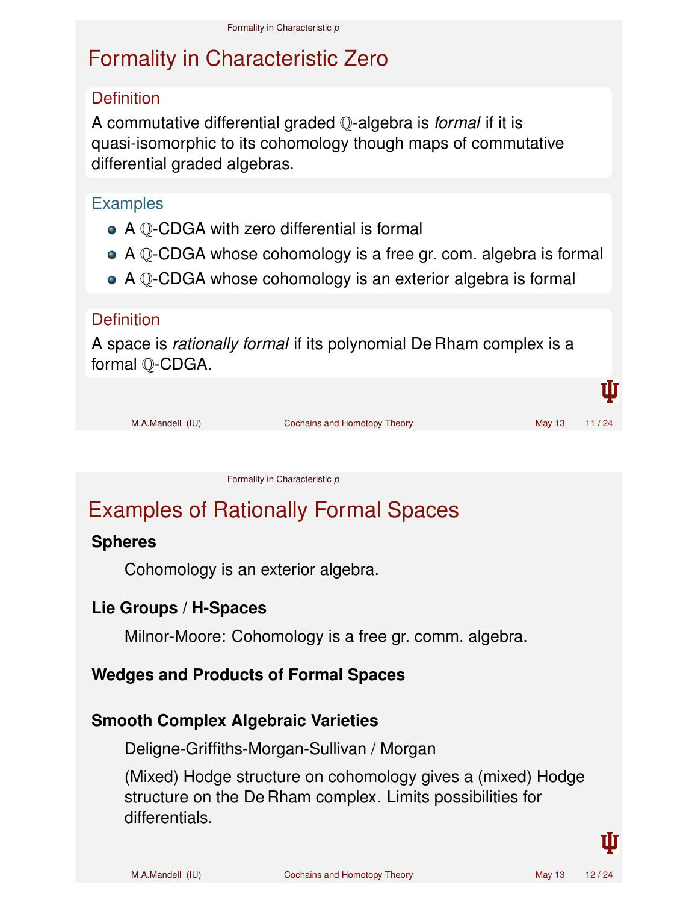# Formality in Characteristic Zero

## Definition

A commutative differential graded $\mathbb{Q}$-algebra is *formal* if it is quasi-isomorphic to its cohomology though maps of commutative differential graded algebras.

## Examples

- A $\mathbb{Q}$-CDGA with zero differential is formal
- A $\mathbb{Q}$-CDGA whose cohomology is a free gr. com. algebra is formal
- A $\mathbb{Q}$-CDGA whose cohomology is an exterior algebra is formal

## Definition

A space is *rationally formal* if its polynomial De Rham complex is a formal $\mathbb{Q}$-CDGA.

# Examples of Rationally Formal Spaces

**Spheres**

Cohomology is an exterior algebra.

**Lie Groups / H-Spaces**

Milnor-Moore: Cohomology is a free gr. comm. algebra.

**Wedges and Products of Formal Spaces**

**Smooth Complex Algebraic Varieties**

Deligne-Griffiths-Morgan-Sullivan / Morgan

(Mixed) Hodge structure on cohomology gives a (mixed) Hodge structure on the De Rham complex. Limits possibilities for differentials.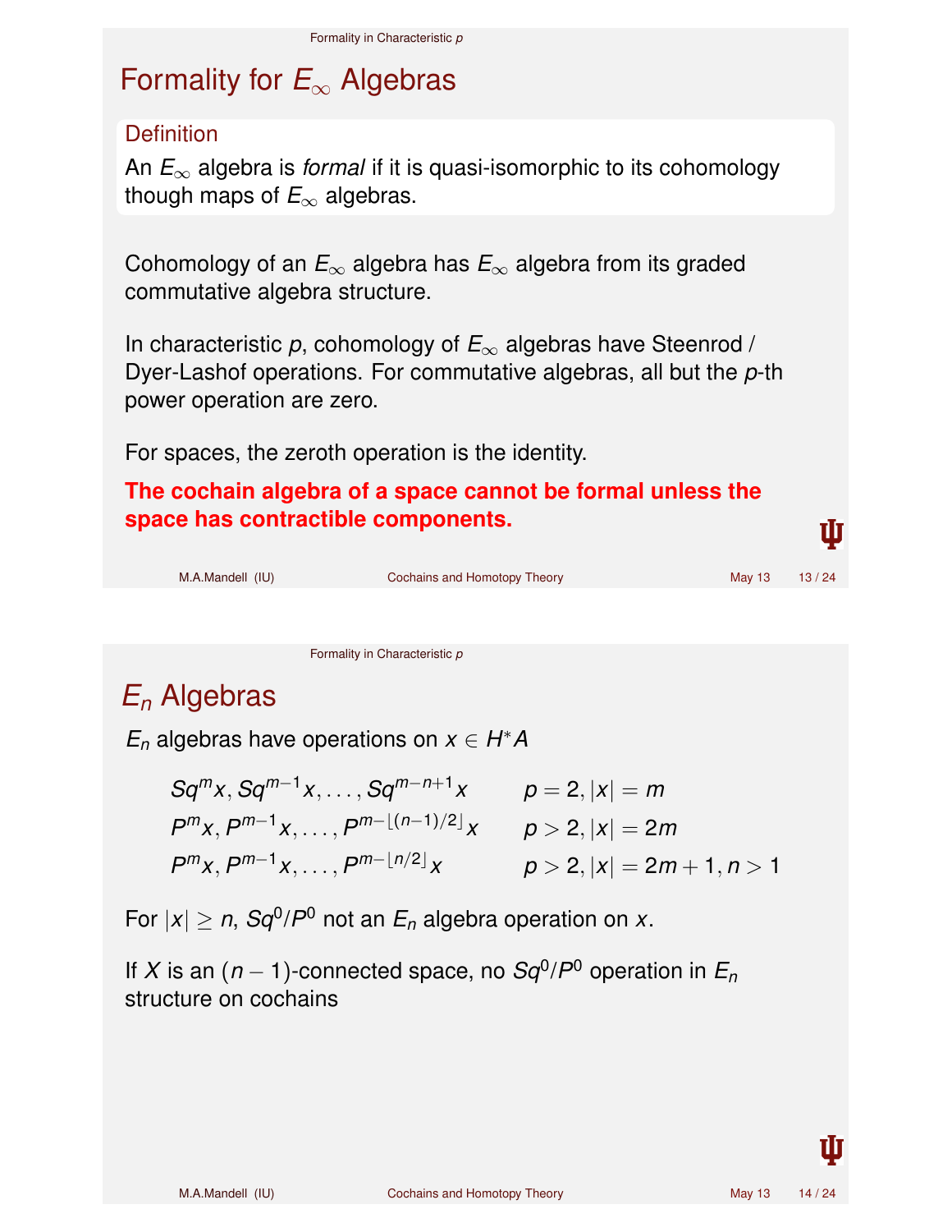# Formality for $E_\infty$ Algebras

**Definition**

An $E_\infty$ algebra is *formal* if it is quasi-isomorphic to its cohomology though maps of $E_\infty$ algebras.

Cohomology of an $E_\infty$ algebra has $E_\infty$ algebra from its graded commutative algebra structure.

In characteristic $p$, cohomology of $E_\infty$ algebras have Steenrod / Dyer-Lashof operations. For commutative algebras, all but the $p$-th power operation are zero.

For spaces, the zeroth operation is the identity.

**The cochain algebra of a space cannot be formal unless the space has contractible components.**

# $E_n$ Algebras

$E_n$ algebras have operations on $x \in H^*A$

$$Sq^m x, Sq^{m-1} x, \ldots, Sq^{m-n+1} x \qquad p = 2, |x| = m$$

$$P^m x, P^{m-1} x, \ldots, P^{m-\lfloor (n-1)/2 \rfloor} x \qquad p > 2, |x| = 2m$$

$$P^m x, P^{m-1} x, \ldots, P^{m-\lfloor n/2 \rfloor} x \qquad p > 2, |x| = 2m+1, n > 1$$

For $|x| \geq n$, $Sq^0/P^0$ not an $E_n$ algebra operation on $x$.

If $X$ is an $(n-1)$-connected space, no $Sq^0/P^0$ operation in $E_n$ structure on cochains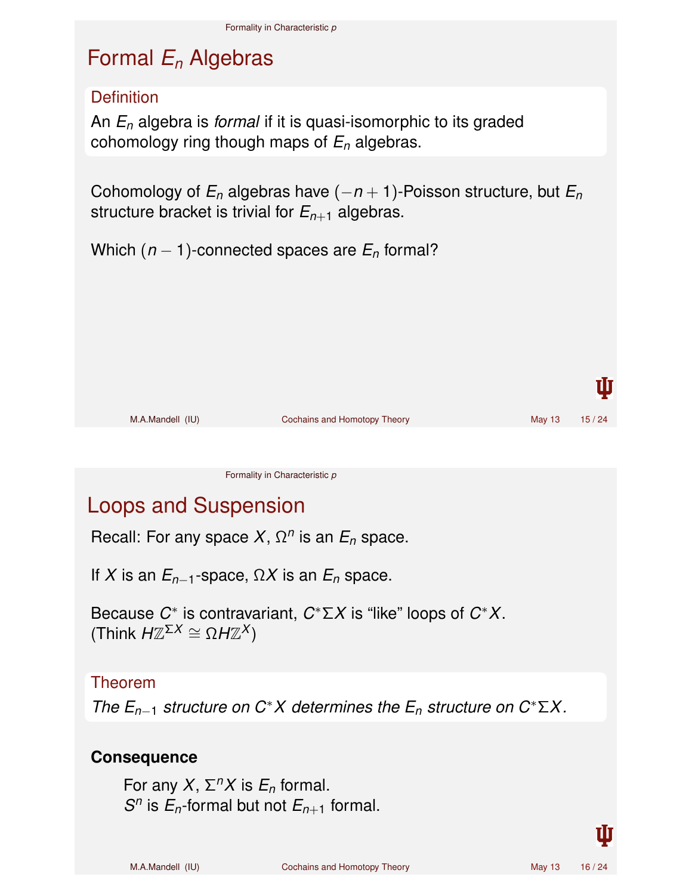## Formal $E_n$ Algebras

**Definition**

An $E_n$ algebra is *formal* if it is quasi-isomorphic to its graded cohomology ring though maps of $E_n$ algebras.

Cohomology of $E_n$ algebras have $(-n+1)$-Poisson structure, but $E_n$ structure bracket is trivial for $E_{n+1}$ algebras.

Which $(n-1)$-connected spaces are $E_n$ formal?

## Loops and Suspension

Recall: For any space $X$, $\Omega^n$ is an $E_n$ space.

If $X$ is an $E_{n-1}$-space, $\Omega X$ is an $E_n$ space.

Because $C^*$ is contravariant, $C^*\Sigma X$ is "like" loops of $C^*X$. (Think $H\mathbb{Z}^{\Sigma X} \cong \Omega H\mathbb{Z}^X$)

**Theorem**

*The $E_{n-1}$ structure on $C^*X$ determines the $E_n$ structure on $C^*\Sigma X$.*

**Consequence**

For any $X$, $\Sigma^n X$ is $E_n$ formal.
$S^n$ is $E_n$-formal but not $E_{n+1}$ formal.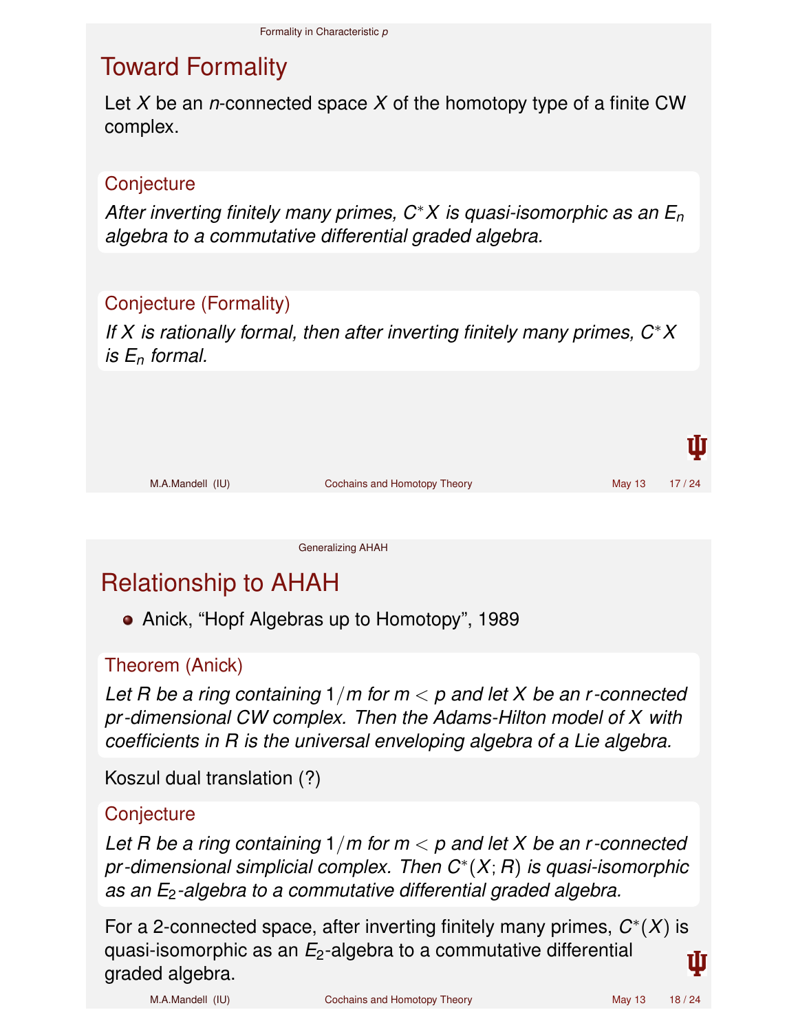# Toward Formality

Let $X$ be an $n$-connected space $X$ of the homotopy type of a finite CW complex.

**Conjecture**

*After inverting finitely many primes, $C^*X$ is quasi-isomorphic as an $E_n$ algebra to a commutative differential graded algebra.*

**Conjecture (Formality)**

*If $X$ is rationally formal, then after inverting finitely many primes, $C^*X$ is $E_n$ formal.*

# Relationship to AHAH

- Anick, "Hopf Algebras up to Homotopy", 1989

**Theorem (Anick)**

*Let $R$ be a ring containing $1/m$ for $m < p$ and let $X$ be an $r$-connected $pr$-dimensional CW complex. Then the Adams-Hilton model of $X$ with coefficients in $R$ is the universal enveloping algebra of a Lie algebra.*

Koszul dual translation (?)

**Conjecture**

*Let $R$ be a ring containing $1/m$ for $m < p$ and let $X$ be an $r$-connected $pr$-dimensional simplicial complex. Then $C^*(X; R)$ is quasi-isomorphic as an $E_2$-algebra to a commutative differential graded algebra.*

For a 2-connected space, after inverting finitely many primes, $C^*(X)$ is quasi-isomorphic as an $E_2$-algebra to a commutative differential graded algebra.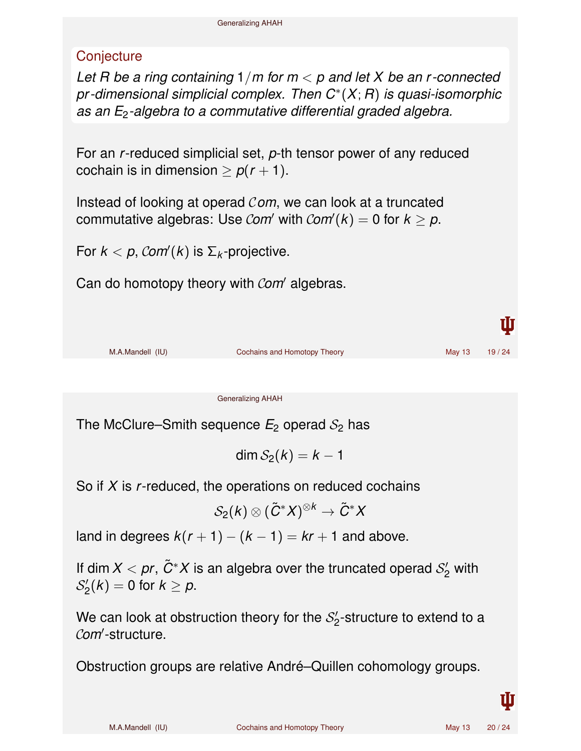## Conjecture

*Let $R$ be a ring containing $1/m$ for $m < p$ and let $X$ be an $r$-connected $pr$-dimensional simplicial complex. Then $C^*(X;R)$ is quasi-isomorphic as an $E_2$-algebra to a commutative differential graded algebra.*

For an $r$-reduced simplicial set, $p$-th tensor power of any reduced cochain is in dimension $\geq p(r+1)$.

Instead of looking at operad $\mathcal{C}om$, we can look at a truncated commutative algebras: Use $\mathcal{C}om'$ with $\mathcal{C}om'(k) = 0$ for $k \geq p$.

For $k < p$, $\mathcal{C}om'(k)$ is $\Sigma_k$-projective.

Can do homotopy theory with $\mathcal{C}om'$ algebras.

The McClure–Smith sequence $E_2$ operad $\mathcal{S}_2$ has

$$\dim \mathcal{S}_2(k) = k - 1$$

So if $X$ is $r$-reduced, the operations on reduced cochains

$$\mathcal{S}_2(k) \otimes (\tilde{C}^*X)^{\otimes k} \to \tilde{C}^*X$$

land in degrees $k(r+1) - (k-1) = kr + 1$ and above.

If $\dim X < pr$, $\tilde{C}^*X$ is an algebra over the truncated operad $\mathcal{S}_2'$ with $\mathcal{S}_2'(k) = 0$ for $k \geq p$.

We can look at obstruction theory for the $\mathcal{S}_2'$-structure to extend to a $\mathcal{C}om'$-structure.

Obstruction groups are relative André–Quillen cohomology groups.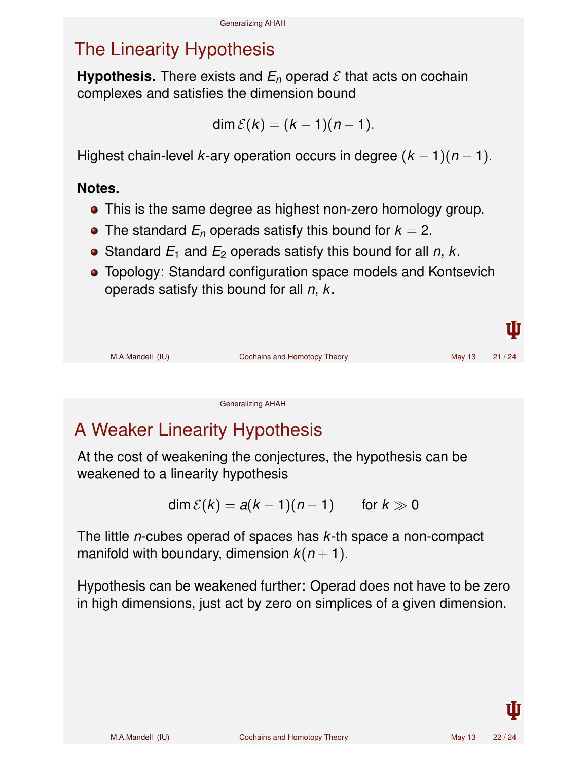## The Linearity Hypothesis

**Hypothesis.** There exists and $E_n$ operad $\mathcal{E}$ that acts on cochain complexes and satisfies the dimension bound

$$\dim \mathcal{E}(k) = (k-1)(n-1).$$

Highest chain-level $k$-ary operation occurs in degree $(k-1)(n-1)$.

**Notes.**

- This is the same degree as highest non-zero homology group.
- The standard $E_n$ operads satisfy this bound for $k = 2$.
- Standard $E_1$ and $E_2$ operads satisfy this bound for all $n$, $k$.
- Topology: Standard configuration space models and Kontsevich operads satisfy this bound for all $n$, $k$.

## A Weaker Linearity Hypothesis

At the cost of weakening the conjectures, the hypothesis can be weakened to a linearity hypothesis

$$\dim \mathcal{E}(k) = a(k-1)(n-1) \qquad \text{for } k \gg 0$$

The little $n$-cubes operad of spaces has $k$-th space a non-compact manifold with boundary, dimension $k(n+1)$.

Hypothesis can be weakened further: Operad does not have to be zero in high dimensions, just act by zero on simplices of a given dimension.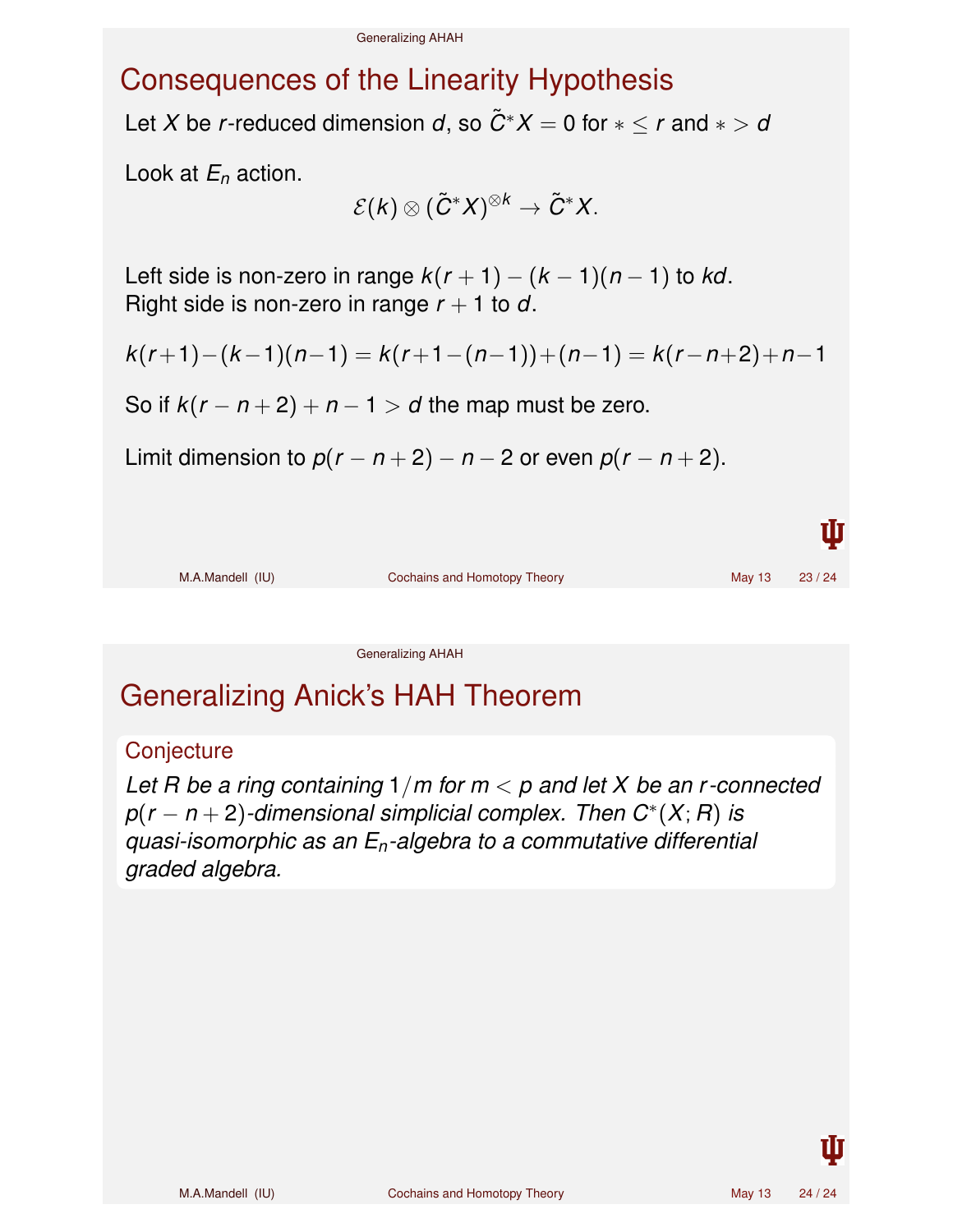# Consequences of the Linearity Hypothesis

Let $X$ be $r$-reduced dimension $d$, so $\tilde{C}^*X = 0$ for $* \leq r$ and $* > d$

Look at $E_n$ action.

$$\mathcal{E}(k) \otimes (\tilde{C}^*X)^{\otimes k} \to \tilde{C}^*X.$$

Left side is non-zero in range $k(r+1) - (k-1)(n-1)$ to $kd$.
Right side is non-zero in range $r+1$ to $d$.

$$k(r+1)-(k-1)(n-1) = k(r+1-(n-1))+(n-1) = k(r-n+2)+n-1$$

So if $k(r-n+2)+n-1 > d$ the map must be zero.

Limit dimension to $p(r-n+2)-n-2$ or even $p(r-n+2)$.

# Generalizing Anick's HAH Theorem

**Conjecture**

*Let $R$ be a ring containing $1/m$ for $m < p$ and let $X$ be an $r$-connected $p(r-n+2)$-dimensional simplicial complex. Then $C^*(X; R)$ is quasi-isomorphic as an $E_n$-algebra to a commutative differential graded algebra.*